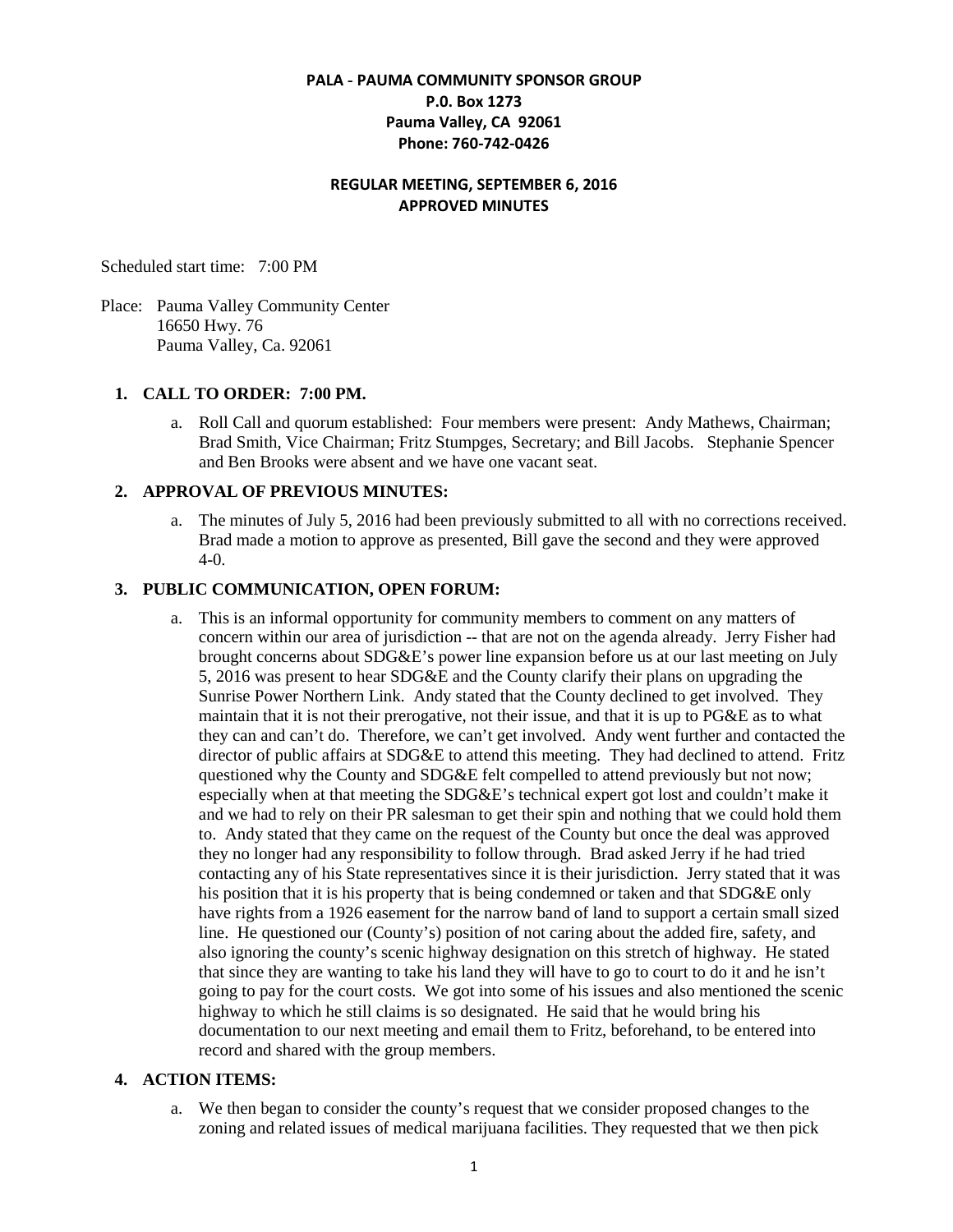**PALA - PAUMA COMMUNITY SPONSOR GROUP**
**P.0. Box 1273**
**Pauma Valley, CA 92061**
**Phone: 760-742-0426**

**REGULAR MEETING, SEPTEMBER 6, 2016**
**APPROVED MINUTES**

Scheduled start time: 7:00 PM

Place: Pauma Valley Community Center
16650 Hwy. 76
Pauma Valley, Ca. 92061

1. **CALL TO ORDER: 7:00 PM.**
   a. Roll Call and quorum established: Four members were present: Andy Mathews, Chairman; Brad Smith, Vice Chairman; Fritz Stumpges, Secretary; and Bill Jacobs. Stephanie Spencer and Ben Brooks were absent and we have one vacant seat.

2. **APPROVAL OF PREVIOUS MINUTES:**
   a. The minutes of July 5, 2016 had been previously submitted to all with no corrections received. Brad made a motion to approve as presented, Bill gave the second and they were approved 4-0.

3. **PUBLIC COMMUNICATION, OPEN FORUM:**
   a. This is an informal opportunity for community members to comment on any matters of concern within our area of jurisdiction -- that are not on the agenda already. Jerry Fisher had brought concerns about SDG&E's power line expansion before us at our last meeting on July 5, 2016 was present to hear SDG&E and the County clarify their plans on upgrading the Sunrise Power Northern Link. Andy stated that the County declined to get involved. They maintain that it is not their prerogative, not their issue, and that it is up to PG&E as to what they can and can't do. Therefore, we can't get involved. Andy went further and contacted the director of public affairs at SDG&E to attend this meeting. They had declined to attend. Fritz questioned why the County and SDG&E felt compelled to attend previously but not now; especially when at that meeting the SDG&E's technical expert got lost and couldn't make it and we had to rely on their PR salesman to get their spin and nothing that we could hold them to. Andy stated that they came on the request of the County but once the deal was approved they no longer had any responsibility to follow through. Brad asked Jerry if he had tried contacting any of his State representatives since it is their jurisdiction. Jerry stated that it was his position that it is his property that is being condemned or taken and that SDG&E only have rights from a 1926 easement for the narrow band of land to support a certain small sized line. He questioned our (County's) position of not caring about the added fire, safety, and also ignoring the county's scenic highway designation on this stretch of highway. He stated that since they are wanting to take his land they will have to go to court to do it and he isn't going to pay for the court costs. We got into some of his issues and also mentioned the scenic highway to which he still claims is so designated. He said that he would bring his documentation to our next meeting and email them to Fritz, beforehand, to be entered into record and shared with the group members.

4. **ACTION ITEMS:**
   a. We then began to consider the county's request that we consider proposed changes to the zoning and related issues of medical marijuana facilities. They requested that we then pick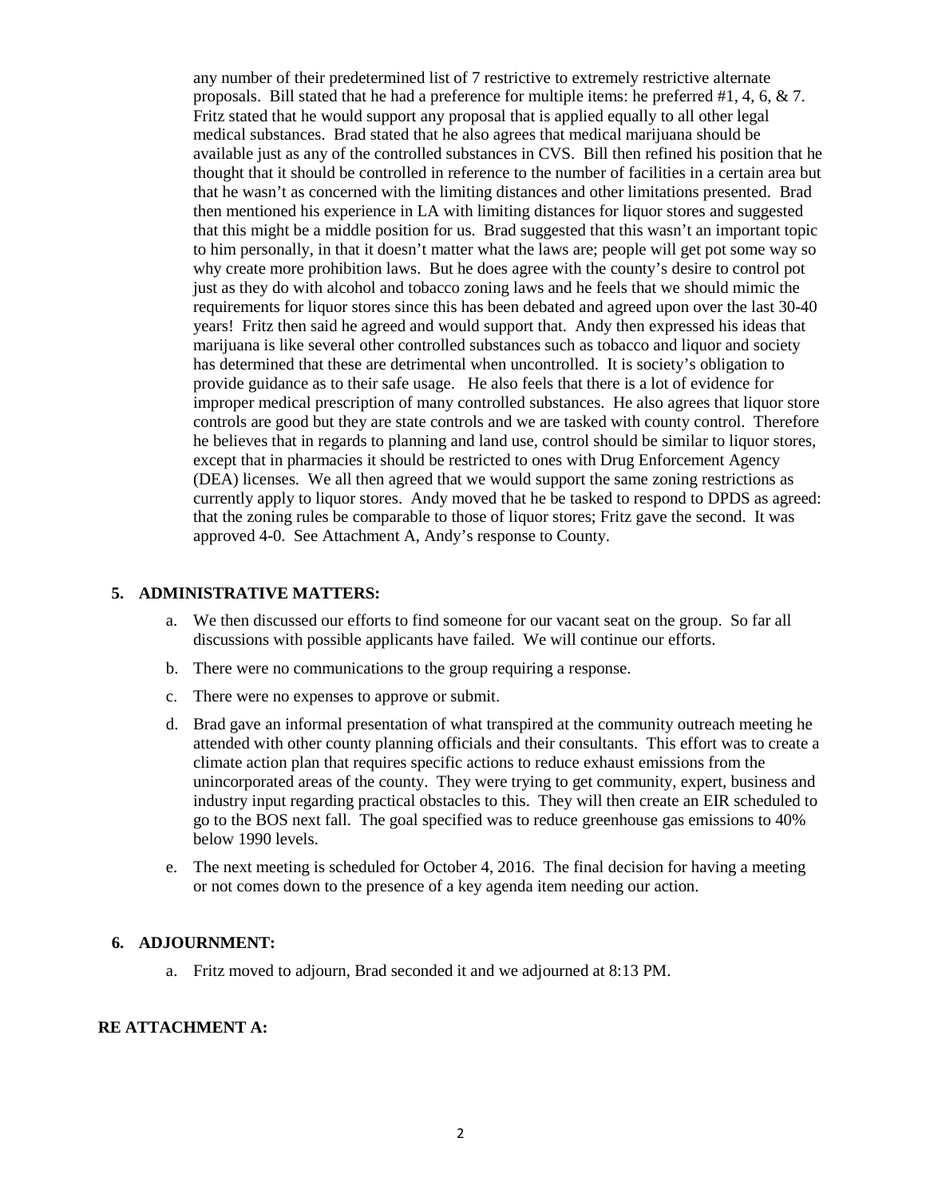any number of their predetermined list of 7 restrictive to extremely restrictive alternate proposals. Bill stated that he had a preference for multiple items: he preferred #1, 4, 6, & 7. Fritz stated that he would support any proposal that is applied equally to all other legal medical substances. Brad stated that he also agrees that medical marijuana should be available just as any of the controlled substances in CVS. Bill then refined his position that he thought that it should be controlled in reference to the number of facilities in a certain area but that he wasn't as concerned with the limiting distances and other limitations presented. Brad then mentioned his experience in LA with limiting distances for liquor stores and suggested that this might be a middle position for us. Brad suggested that this wasn't an important topic to him personally, in that it doesn't matter what the laws are; people will get pot some way so why create more prohibition laws. But he does agree with the county's desire to control pot just as they do with alcohol and tobacco zoning laws and he feels that we should mimic the requirements for liquor stores since this has been debated and agreed upon over the last 30-40 years! Fritz then said he agreed and would support that. Andy then expressed his ideas that marijuana is like several other controlled substances such as tobacco and liquor and society has determined that these are detrimental when uncontrolled. It is society's obligation to provide guidance as to their safe usage. He also feels that there is a lot of evidence for improper medical prescription of many controlled substances. He also agrees that liquor store controls are good but they are state controls and we are tasked with county control. Therefore he believes that in regards to planning and land use, control should be similar to liquor stores, except that in pharmacies it should be restricted to ones with Drug Enforcement Agency (DEA) licenses. We all then agreed that we would support the same zoning restrictions as currently apply to liquor stores. Andy moved that he be tasked to respond to DPDS as agreed: that the zoning rules be comparable to those of liquor stores; Fritz gave the second. It was approved 4-0. See Attachment A, Andy's response to County.

**5. ADMINISTRATIVE MATTERS:**

a. We then discussed our efforts to find someone for our vacant seat on the group. So far all discussions with possible applicants have failed. We will continue our efforts.

b. There were no communications to the group requiring a response.

c. There were no expenses to approve or submit.

d. Brad gave an informal presentation of what transpired at the community outreach meeting he attended with other county planning officials and their consultants. This effort was to create a climate action plan that requires specific actions to reduce exhaust emissions from the unincorporated areas of the county. They were trying to get community, expert, business and industry input regarding practical obstacles to this. They will then create an EIR scheduled to go to the BOS next fall. The goal specified was to reduce greenhouse gas emissions to 40% below 1990 levels.

e. The next meeting is scheduled for October 4, 2016. The final decision for having a meeting or not comes down to the presence of a key agenda item needing our action.

**6. ADJOURNMENT:**

a. Fritz moved to adjourn, Brad seconded it and we adjourned at 8:13 PM.

**RE ATTACHMENT A:**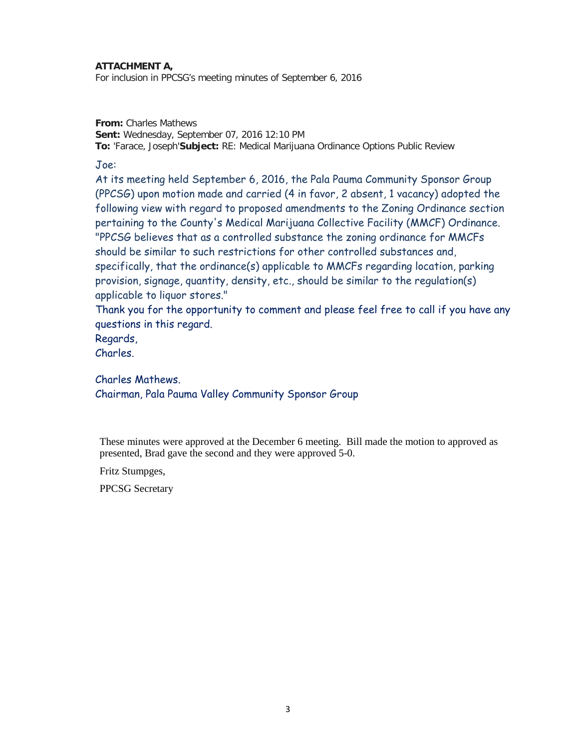**ATTACHMENT A,**
For inclusion in PPCSG's meeting minutes of September 6, 2016

**From:** Charles Mathews
**Sent:** Wednesday, September 07, 2016 12:10 PM
**To:** 'Farace, Joseph'**Subject:** RE: Medical Marijuana Ordinance Options Public Review

Joe:

At its meeting held September 6, 2016, the Pala Pauma Community Sponsor Group (PPCSG) upon motion made and carried (4 in favor, 2 absent, 1 vacancy) adopted the following view with regard to proposed amendments to the Zoning Ordinance section pertaining to the County's Medical Marijuana Collective Facility (MMCF) Ordinance.

"PPCSG believes that as a controlled substance the zoning ordinance for MMCFs should be similar to such restrictions for other controlled substances and, specifically, that the ordinance(s) applicable to MMCFs regarding location, parking provision, signage, quantity, density, etc., should be similar to the regulation(s) applicable to liquor stores."

Thank you for the opportunity to comment and please feel free to call if you have any questions in this regard.

Regards,
Charles.

Charles Mathews.
Chairman, Pala Pauma Valley Community Sponsor Group

These minutes were approved at the December 6 meeting. Bill made the motion to approved as presented, Brad gave the second and they were approved 5-0.

Fritz Stumpges,

PPCSG Secretary